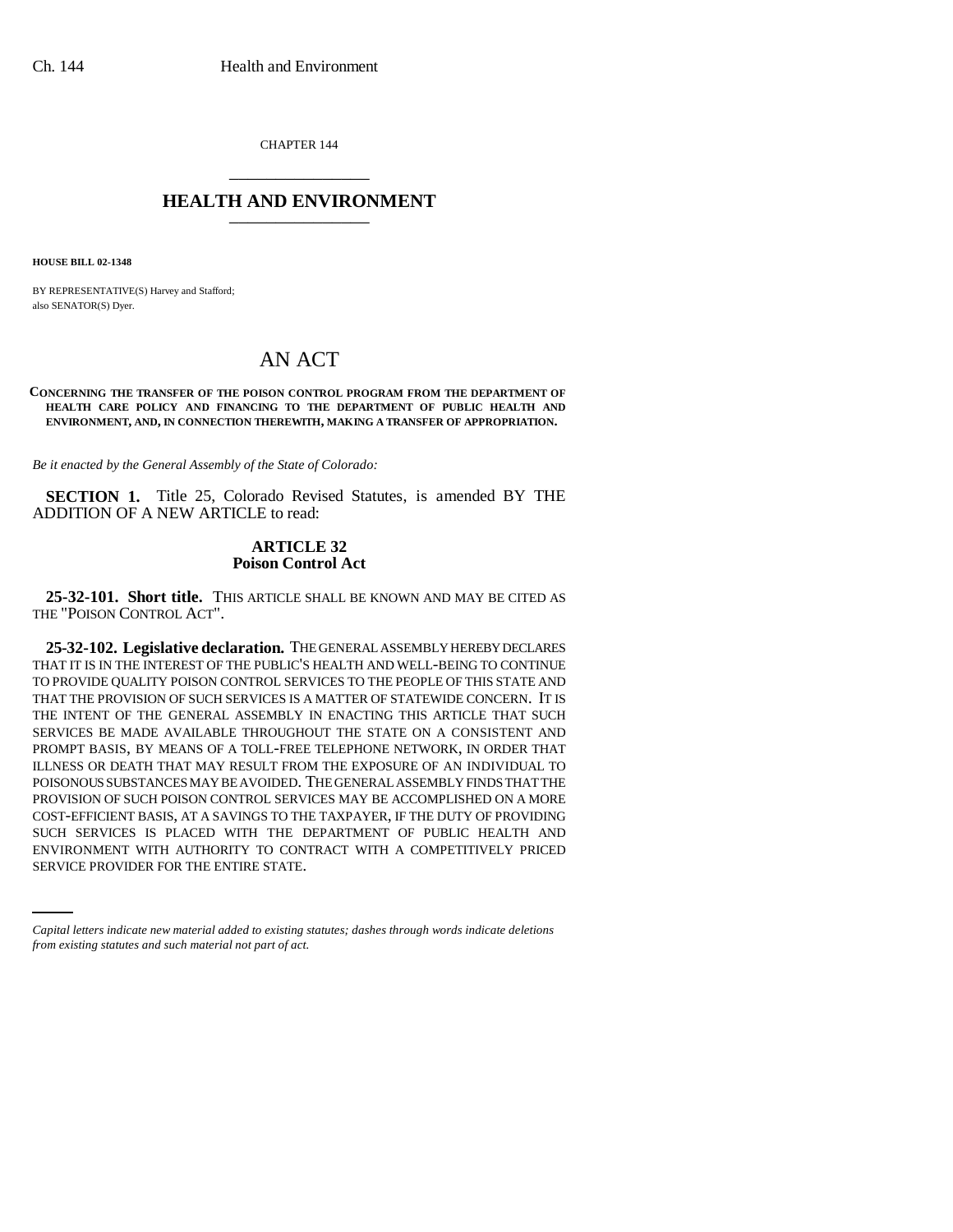CHAPTER 144

# HEALTH AND ENVIRONMENT

**HOUSE BILL 02-1348**

BY REPRESENTATIVE(S) Harvey and Stafford;
also SENATOR(S) Dyer.

## AN ACT

**CONCERNING THE TRANSFER OF THE POISON CONTROL PROGRAM FROM THE DEPARTMENT OF HEALTH CARE POLICY AND FINANCING TO THE DEPARTMENT OF PUBLIC HEALTH AND ENVIRONMENT, AND, IN CONNECTION THEREWITH, MAKING A TRANSFER OF APPROPRIATION.**

*Be it enacted by the General Assembly of the State of Colorado:*

**SECTION 1.** Title 25, Colorado Revised Statutes, is amended BY THE ADDITION OF A NEW ARTICLE to read:

### ARTICLE 32
### Poison Control Act

**25-32-101. Short title.** THIS ARTICLE SHALL BE KNOWN AND MAY BE CITED AS THE "POISON CONTROL ACT".

**25-32-102. Legislative declaration.** THE GENERAL ASSEMBLY HEREBY DECLARES THAT IT IS IN THE INTEREST OF THE PUBLIC'S HEALTH AND WELL-BEING TO CONTINUE TO PROVIDE QUALITY POISON CONTROL SERVICES TO THE PEOPLE OF THIS STATE AND THAT THE PROVISION OF SUCH SERVICES IS A MATTER OF STATEWIDE CONCERN. IT IS THE INTENT OF THE GENERAL ASSEMBLY IN ENACTING THIS ARTICLE THAT SUCH SERVICES BE MADE AVAILABLE THROUGHOUT THE STATE ON A CONSISTENT AND PROMPT BASIS, BY MEANS OF A TOLL-FREE TELEPHONE NETWORK, IN ORDER THAT ILLNESS OR DEATH THAT MAY RESULT FROM THE EXPOSURE OF AN INDIVIDUAL TO POISONOUS SUBSTANCES MAY BE AVOIDED. THE GENERAL ASSEMBLY FINDS THAT THE PROVISION OF SUCH POISON CONTROL SERVICES MAY BE ACCOMPLISHED ON A MORE COST-EFFICIENT BASIS, AT A SAVINGS TO THE TAXPAYER, IF THE DUTY OF PROVIDING SUCH SERVICES IS PLACED WITH THE DEPARTMENT OF PUBLIC HEALTH AND ENVIRONMENT WITH AUTHORITY TO CONTRACT WITH A COMPETITIVELY PRICED SERVICE PROVIDER FOR THE ENTIRE STATE.

*Capital letters indicate new material added to existing statutes; dashes through words indicate deletions from existing statutes and such material not part of act.*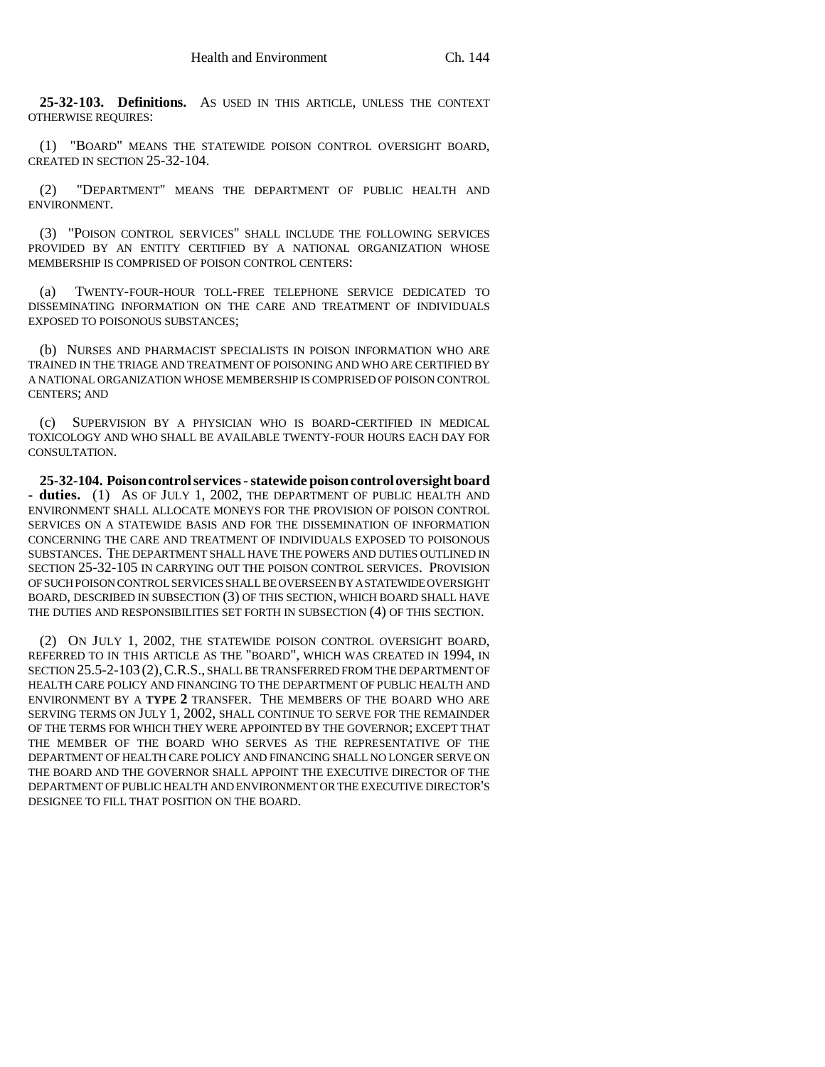**25-32-103. Definitions.** AS USED IN THIS ARTICLE, UNLESS THE CONTEXT OTHERWISE REQUIRES:

(1) "BOARD" MEANS THE STATEWIDE POISON CONTROL OVERSIGHT BOARD, CREATED IN SECTION 25-32-104.

(2) "DEPARTMENT" MEANS THE DEPARTMENT OF PUBLIC HEALTH AND ENVIRONMENT.

(3) "POISON CONTROL SERVICES" SHALL INCLUDE THE FOLLOWING SERVICES PROVIDED BY AN ENTITY CERTIFIED BY A NATIONAL ORGANIZATION WHOSE MEMBERSHIP IS COMPRISED OF POISON CONTROL CENTERS:

(a) TWENTY-FOUR-HOUR TOLL-FREE TELEPHONE SERVICE DEDICATED TO DISSEMINATING INFORMATION ON THE CARE AND TREATMENT OF INDIVIDUALS EXPOSED TO POISONOUS SUBSTANCES;

(b) NURSES AND PHARMACIST SPECIALISTS IN POISON INFORMATION WHO ARE TRAINED IN THE TRIAGE AND TREATMENT OF POISONING AND WHO ARE CERTIFIED BY A NATIONAL ORGANIZATION WHOSE MEMBERSHIP IS COMPRISED OF POISON CONTROL CENTERS; AND

(c) SUPERVISION BY A PHYSICIAN WHO IS BOARD-CERTIFIED IN MEDICAL TOXICOLOGY AND WHO SHALL BE AVAILABLE TWENTY-FOUR HOURS EACH DAY FOR CONSULTATION.

**25-32-104. Poison control services - statewide poison control oversight board - duties.** (1) AS OF JULY 1, 2002, THE DEPARTMENT OF PUBLIC HEALTH AND ENVIRONMENT SHALL ALLOCATE MONEYS FOR THE PROVISION OF POISON CONTROL SERVICES ON A STATEWIDE BASIS AND FOR THE DISSEMINATION OF INFORMATION CONCERNING THE CARE AND TREATMENT OF INDIVIDUALS EXPOSED TO POISONOUS SUBSTANCES. THE DEPARTMENT SHALL HAVE THE POWERS AND DUTIES OUTLINED IN SECTION 25-32-105 IN CARRYING OUT THE POISON CONTROL SERVICES. PROVISION OF SUCH POISON CONTROL SERVICES SHALL BE OVERSEEN BY A STATEWIDE OVERSIGHT BOARD, DESCRIBED IN SUBSECTION (3) OF THIS SECTION, WHICH BOARD SHALL HAVE THE DUTIES AND RESPONSIBILITIES SET FORTH IN SUBSECTION (4) OF THIS SECTION.

(2) ON JULY 1, 2002, THE STATEWIDE POISON CONTROL OVERSIGHT BOARD, REFERRED TO IN THIS ARTICLE AS THE "BOARD", WHICH WAS CREATED IN 1994, IN SECTION 25.5-2-103 (2), C.R.S., SHALL BE TRANSFERRED FROM THE DEPARTMENT OF HEALTH CARE POLICY AND FINANCING TO THE DEPARTMENT OF PUBLIC HEALTH AND ENVIRONMENT BY A **TYPE 2** TRANSFER. THE MEMBERS OF THE BOARD WHO ARE SERVING TERMS ON JULY 1, 2002, SHALL CONTINUE TO SERVE FOR THE REMAINDER OF THE TERMS FOR WHICH THEY WERE APPOINTED BY THE GOVERNOR; EXCEPT THAT THE MEMBER OF THE BOARD WHO SERVES AS THE REPRESENTATIVE OF THE DEPARTMENT OF HEALTH CARE POLICY AND FINANCING SHALL NO LONGER SERVE ON THE BOARD AND THE GOVERNOR SHALL APPOINT THE EXECUTIVE DIRECTOR OF THE DEPARTMENT OF PUBLIC HEALTH AND ENVIRONMENT OR THE EXECUTIVE DIRECTOR'S DESIGNEE TO FILL THAT POSITION ON THE BOARD.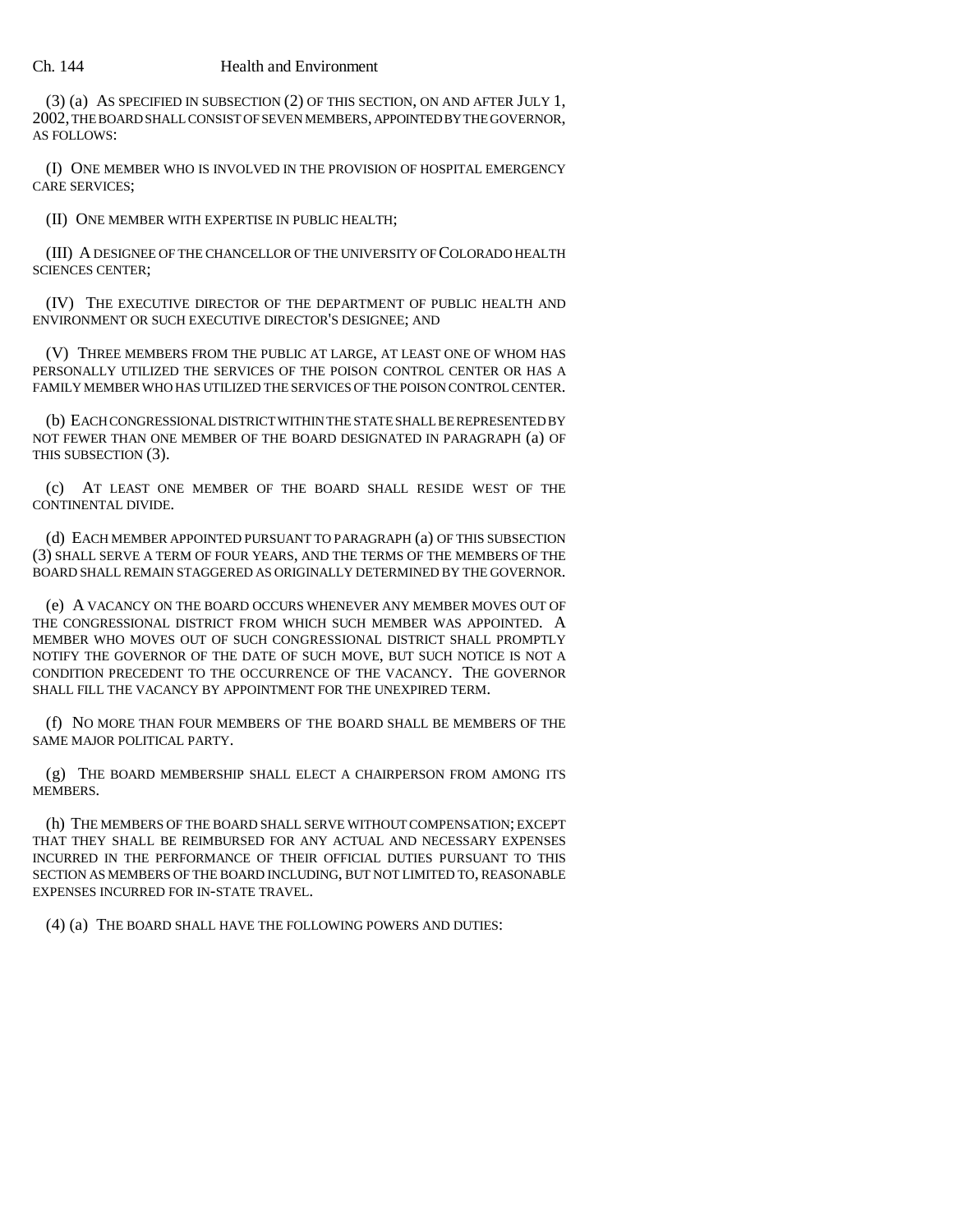(3) (a) AS SPECIFIED IN SUBSECTION (2) OF THIS SECTION, ON AND AFTER JULY 1, 2002, THE BOARD SHALL CONSIST OF SEVEN MEMBERS, APPOINTED BY THE GOVERNOR, AS FOLLOWS:

(I) ONE MEMBER WHO IS INVOLVED IN THE PROVISION OF HOSPITAL EMERGENCY CARE SERVICES;

(II) ONE MEMBER WITH EXPERTISE IN PUBLIC HEALTH;

(III) A DESIGNEE OF THE CHANCELLOR OF THE UNIVERSITY OF COLORADO HEALTH SCIENCES CENTER;

(IV) THE EXECUTIVE DIRECTOR OF THE DEPARTMENT OF PUBLIC HEALTH AND ENVIRONMENT OR SUCH EXECUTIVE DIRECTOR'S DESIGNEE; AND

(V) THREE MEMBERS FROM THE PUBLIC AT LARGE, AT LEAST ONE OF WHOM HAS PERSONALLY UTILIZED THE SERVICES OF THE POISON CONTROL CENTER OR HAS A FAMILY MEMBER WHO HAS UTILIZED THE SERVICES OF THE POISON CONTROL CENTER.

(b) EACH CONGRESSIONAL DISTRICT WITHIN THE STATE SHALL BE REPRESENTED BY NOT FEWER THAN ONE MEMBER OF THE BOARD DESIGNATED IN PARAGRAPH (a) OF THIS SUBSECTION (3).

(c) AT LEAST ONE MEMBER OF THE BOARD SHALL RESIDE WEST OF THE CONTINENTAL DIVIDE.

(d) EACH MEMBER APPOINTED PURSUANT TO PARAGRAPH (a) OF THIS SUBSECTION (3) SHALL SERVE A TERM OF FOUR YEARS, AND THE TERMS OF THE MEMBERS OF THE BOARD SHALL REMAIN STAGGERED AS ORIGINALLY DETERMINED BY THE GOVERNOR.

(e) A VACANCY ON THE BOARD OCCURS WHENEVER ANY MEMBER MOVES OUT OF THE CONGRESSIONAL DISTRICT FROM WHICH SUCH MEMBER WAS APPOINTED. A MEMBER WHO MOVES OUT OF SUCH CONGRESSIONAL DISTRICT SHALL PROMPTLY NOTIFY THE GOVERNOR OF THE DATE OF SUCH MOVE, BUT SUCH NOTICE IS NOT A CONDITION PRECEDENT TO THE OCCURRENCE OF THE VACANCY. THE GOVERNOR SHALL FILL THE VACANCY BY APPOINTMENT FOR THE UNEXPIRED TERM.

(f) NO MORE THAN FOUR MEMBERS OF THE BOARD SHALL BE MEMBERS OF THE SAME MAJOR POLITICAL PARTY.

(g) THE BOARD MEMBERSHIP SHALL ELECT A CHAIRPERSON FROM AMONG ITS MEMBERS.

(h) THE MEMBERS OF THE BOARD SHALL SERVE WITHOUT COMPENSATION; EXCEPT THAT THEY SHALL BE REIMBURSED FOR ANY ACTUAL AND NECESSARY EXPENSES INCURRED IN THE PERFORMANCE OF THEIR OFFICIAL DUTIES PURSUANT TO THIS SECTION AS MEMBERS OF THE BOARD INCLUDING, BUT NOT LIMITED TO, REASONABLE EXPENSES INCURRED FOR IN-STATE TRAVEL.

(4) (a) THE BOARD SHALL HAVE THE FOLLOWING POWERS AND DUTIES: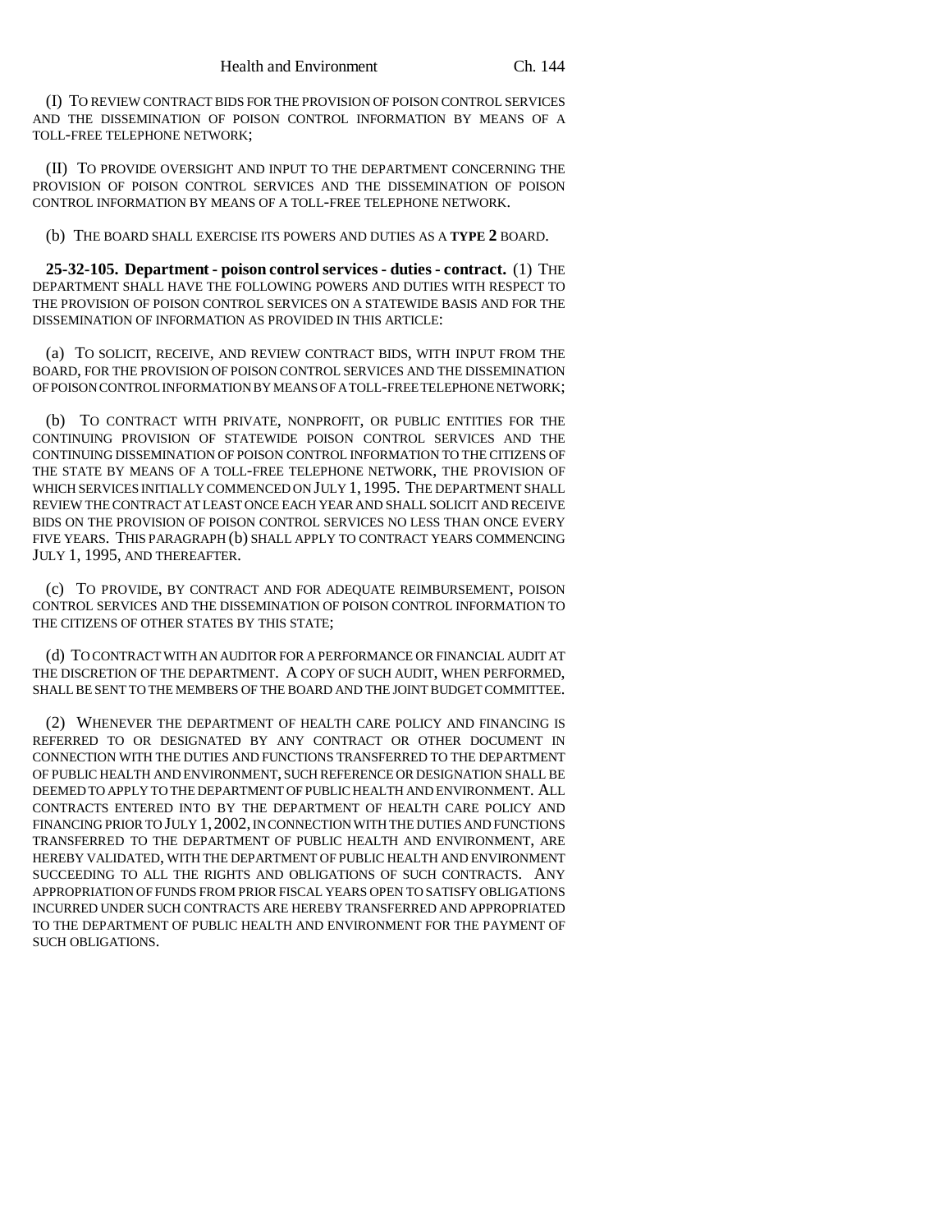(I) TO REVIEW CONTRACT BIDS FOR THE PROVISION OF POISON CONTROL SERVICES AND THE DISSEMINATION OF POISON CONTROL INFORMATION BY MEANS OF A TOLL-FREE TELEPHONE NETWORK;

(II) TO PROVIDE OVERSIGHT AND INPUT TO THE DEPARTMENT CONCERNING THE PROVISION OF POISON CONTROL SERVICES AND THE DISSEMINATION OF POISON CONTROL INFORMATION BY MEANS OF A TOLL-FREE TELEPHONE NETWORK.

(b) THE BOARD SHALL EXERCISE ITS POWERS AND DUTIES AS A **TYPE 2** BOARD.

**25-32-105. Department - poison control services - duties - contract.** (1) THE DEPARTMENT SHALL HAVE THE FOLLOWING POWERS AND DUTIES WITH RESPECT TO THE PROVISION OF POISON CONTROL SERVICES ON A STATEWIDE BASIS AND FOR THE DISSEMINATION OF INFORMATION AS PROVIDED IN THIS ARTICLE:

(a) TO SOLICIT, RECEIVE, AND REVIEW CONTRACT BIDS, WITH INPUT FROM THE BOARD, FOR THE PROVISION OF POISON CONTROL SERVICES AND THE DISSEMINATION OF POISON CONTROL INFORMATION BY MEANS OF A TOLL-FREE TELEPHONE NETWORK;

(b) TO CONTRACT WITH PRIVATE, NONPROFIT, OR PUBLIC ENTITIES FOR THE CONTINUING PROVISION OF STATEWIDE POISON CONTROL SERVICES AND THE CONTINUING DISSEMINATION OF POISON CONTROL INFORMATION TO THE CITIZENS OF THE STATE BY MEANS OF A TOLL-FREE TELEPHONE NETWORK, THE PROVISION OF WHICH SERVICES INITIALLY COMMENCED ON JULY 1, 1995. THE DEPARTMENT SHALL REVIEW THE CONTRACT AT LEAST ONCE EACH YEAR AND SHALL SOLICIT AND RECEIVE BIDS ON THE PROVISION OF POISON CONTROL SERVICES NO LESS THAN ONCE EVERY FIVE YEARS. THIS PARAGRAPH (b) SHALL APPLY TO CONTRACT YEARS COMMENCING JULY 1, 1995, AND THEREAFTER.

(c) TO PROVIDE, BY CONTRACT AND FOR ADEQUATE REIMBURSEMENT, POISON CONTROL SERVICES AND THE DISSEMINATION OF POISON CONTROL INFORMATION TO THE CITIZENS OF OTHER STATES BY THIS STATE;

(d) TO CONTRACT WITH AN AUDITOR FOR A PERFORMANCE OR FINANCIAL AUDIT AT THE DISCRETION OF THE DEPARTMENT. A COPY OF SUCH AUDIT, WHEN PERFORMED, SHALL BE SENT TO THE MEMBERS OF THE BOARD AND THE JOINT BUDGET COMMITTEE.

(2) WHENEVER THE DEPARTMENT OF HEALTH CARE POLICY AND FINANCING IS REFERRED TO OR DESIGNATED BY ANY CONTRACT OR OTHER DOCUMENT IN CONNECTION WITH THE DUTIES AND FUNCTIONS TRANSFERRED TO THE DEPARTMENT OF PUBLIC HEALTH AND ENVIRONMENT, SUCH REFERENCE OR DESIGNATION SHALL BE DEEMED TO APPLY TO THE DEPARTMENT OF PUBLIC HEALTH AND ENVIRONMENT. ALL CONTRACTS ENTERED INTO BY THE DEPARTMENT OF HEALTH CARE POLICY AND FINANCING PRIOR TO JULY 1, 2002, IN CONNECTION WITH THE DUTIES AND FUNCTIONS TRANSFERRED TO THE DEPARTMENT OF PUBLIC HEALTH AND ENVIRONMENT, ARE HEREBY VALIDATED, WITH THE DEPARTMENT OF PUBLIC HEALTH AND ENVIRONMENT SUCCEEDING TO ALL THE RIGHTS AND OBLIGATIONS OF SUCH CONTRACTS. ANY APPROPRIATION OF FUNDS FROM PRIOR FISCAL YEARS OPEN TO SATISFY OBLIGATIONS INCURRED UNDER SUCH CONTRACTS ARE HEREBY TRANSFERRED AND APPROPRIATED TO THE DEPARTMENT OF PUBLIC HEALTH AND ENVIRONMENT FOR THE PAYMENT OF SUCH OBLIGATIONS.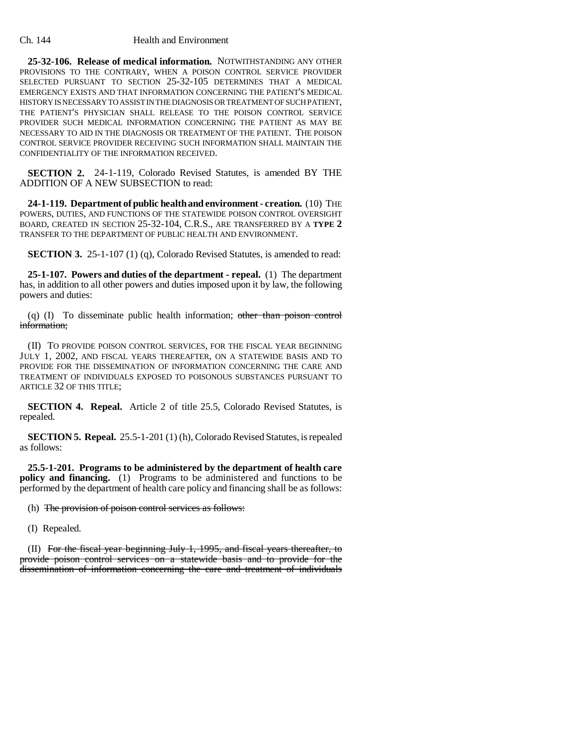**25-32-106. Release of medical information.** NOTWITHSTANDING ANY OTHER PROVISIONS TO THE CONTRARY, WHEN A POISON CONTROL SERVICE PROVIDER SELECTED PURSUANT TO SECTION 25-32-105 DETERMINES THAT A MEDICAL EMERGENCY EXISTS AND THAT INFORMATION CONCERNING THE PATIENT'S MEDICAL HISTORY IS NECESSARY TO ASSIST IN THE DIAGNOSIS OR TREATMENT OF SUCH PATIENT, THE PATIENT'S PHYSICIAN SHALL RELEASE TO THE POISON CONTROL SERVICE PROVIDER SUCH MEDICAL INFORMATION CONCERNING THE PATIENT AS MAY BE NECESSARY TO AID IN THE DIAGNOSIS OR TREATMENT OF THE PATIENT. THE POISON CONTROL SERVICE PROVIDER RECEIVING SUCH INFORMATION SHALL MAINTAIN THE CONFIDENTIALITY OF THE INFORMATION RECEIVED.

**SECTION 2.** 24-1-119, Colorado Revised Statutes, is amended BY THE ADDITION OF A NEW SUBSECTION to read:

**24-1-119. Department of public health and environment - creation.** (10) THE POWERS, DUTIES, AND FUNCTIONS OF THE STATEWIDE POISON CONTROL OVERSIGHT BOARD, CREATED IN SECTION 25-32-104, C.R.S., ARE TRANSFERRED BY A **TYPE 2** TRANSFER TO THE DEPARTMENT OF PUBLIC HEALTH AND ENVIRONMENT.

**SECTION 3.** 25-1-107 (1) (q), Colorado Revised Statutes, is amended to read:

**25-1-107. Powers and duties of the department - repeal.** (1) The department has, in addition to all other powers and duties imposed upon it by law, the following powers and duties:

(q) (I) To disseminate public health information; ~~other than poison control information;~~

(II) TO PROVIDE POISON CONTROL SERVICES, FOR THE FISCAL YEAR BEGINNING JULY 1, 2002, AND FISCAL YEARS THEREAFTER, ON A STATEWIDE BASIS AND TO PROVIDE FOR THE DISSEMINATION OF INFORMATION CONCERNING THE CARE AND TREATMENT OF INDIVIDUALS EXPOSED TO POISONOUS SUBSTANCES PURSUANT TO ARTICLE 32 OF THIS TITLE;

**SECTION 4. Repeal.** Article 2 of title 25.5, Colorado Revised Statutes, is repealed.

**SECTION 5. Repeal.** 25.5-1-201 (1) (h), Colorado Revised Statutes, is repealed as follows:

**25.5-1-201. Programs to be administered by the department of health care policy and financing.** (1) Programs to be administered and functions to be performed by the department of health care policy and financing shall be as follows:

(h) ~~The provision of poison control services as follows:~~

(I) Repealed.

(II) ~~For the fiscal year beginning July 1, 1995, and fiscal years thereafter, to provide poison control services on a statewide basis and to provide for the dissemination of information concerning the care and treatment of individuals~~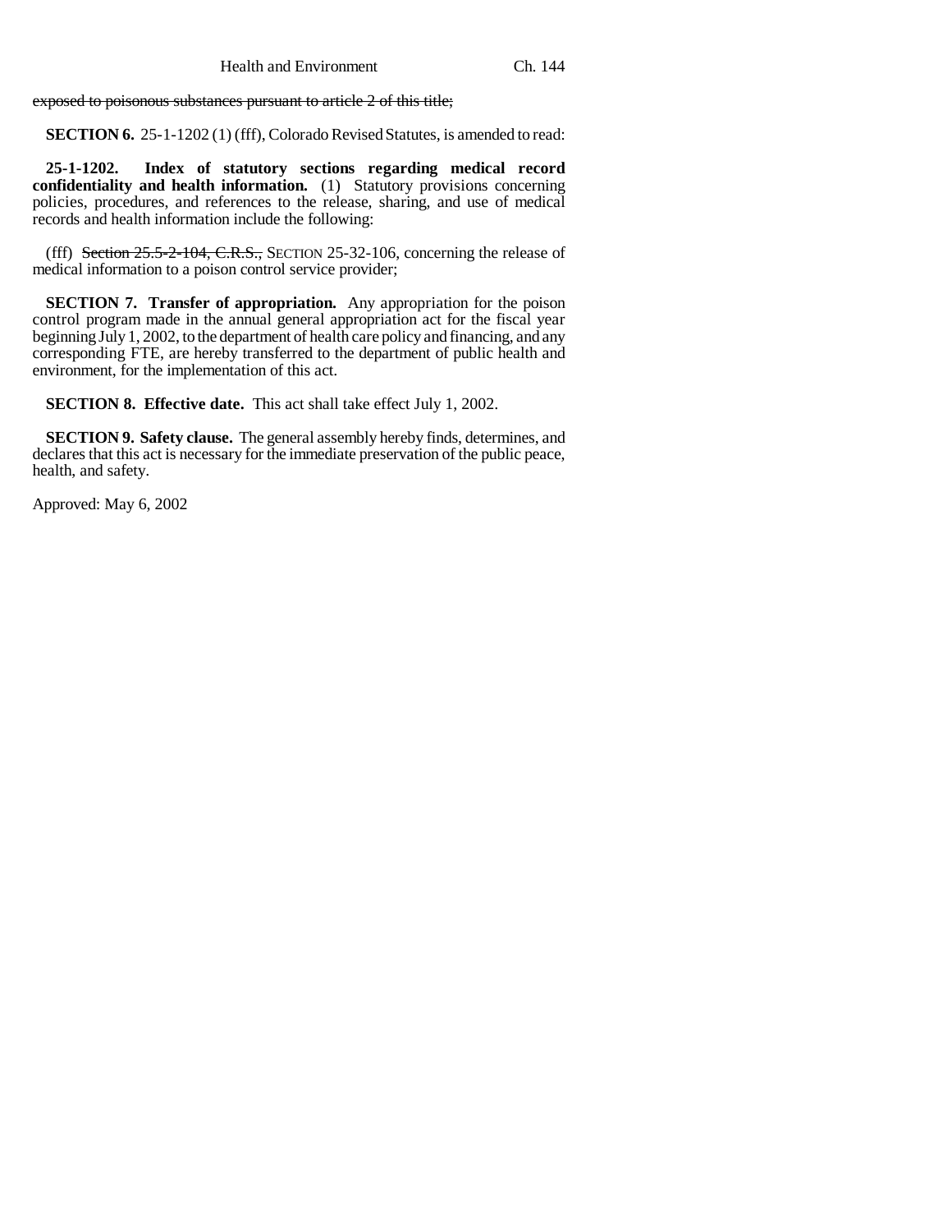~~exposed to poisonous substances pursuant to article 2 of this title;~~

**SECTION 6.** 25-1-1202 (1) (fff), Colorado Revised Statutes, is amended to read:

**25-1-1202. Index of statutory sections regarding medical record confidentiality and health information.** (1) Statutory provisions concerning policies, procedures, and references to the release, sharing, and use of medical records and health information include the following:

(fff) ~~Section 25.5-2-104, C.R.S.,~~ SECTION 25-32-106, concerning the release of medical information to a poison control service provider;

**SECTION 7. Transfer of appropriation.** Any appropriation for the poison control program made in the annual general appropriation act for the fiscal year beginning July 1, 2002, to the department of health care policy and financing, and any corresponding FTE, are hereby transferred to the department of public health and environment, for the implementation of this act.

**SECTION 8. Effective date.** This act shall take effect July 1, 2002.

**SECTION 9. Safety clause.** The general assembly hereby finds, determines, and declares that this act is necessary for the immediate preservation of the public peace, health, and safety.

Approved: May 6, 2002